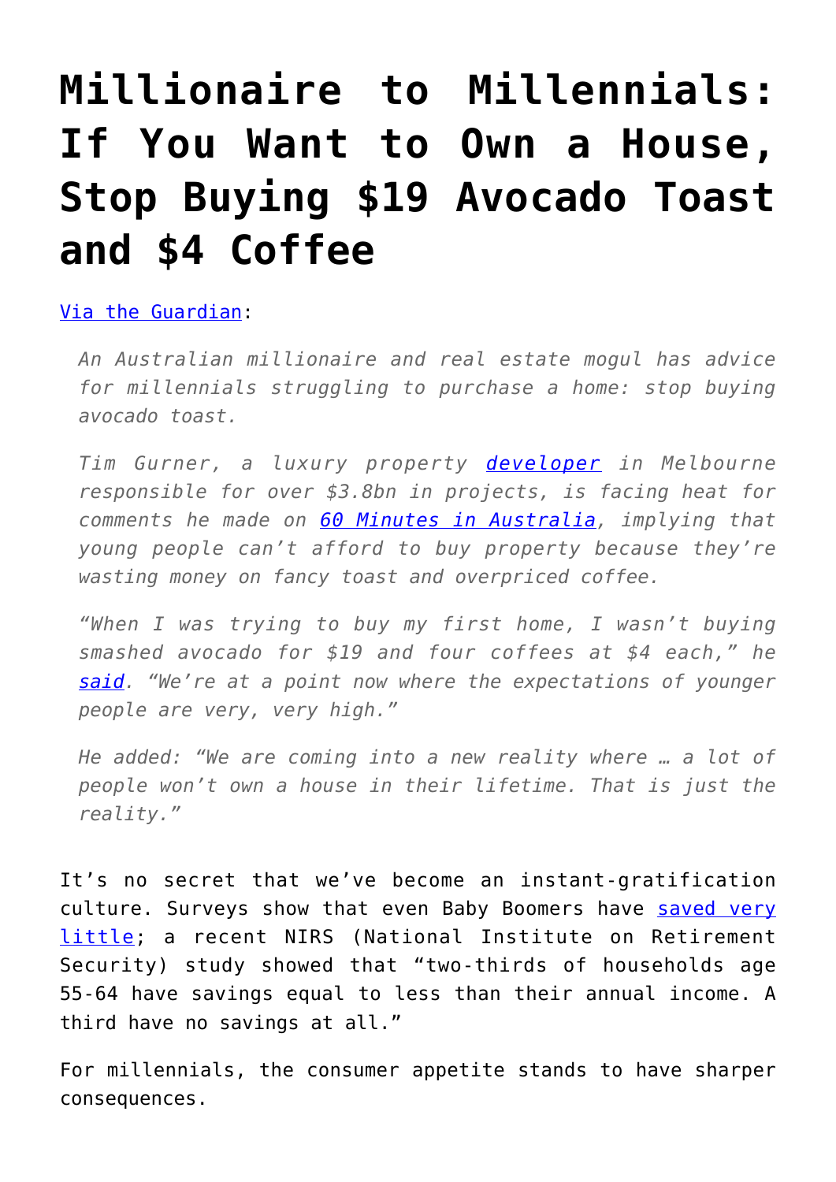# Millionaire to Millennials: If You Want to Own a House, Stop Buying $19 Avocado Toast and $4 Coffee

[Via the Guardian](#):

> *An Australian millionaire and real estate mogul has advice for millennials struggling to purchase a home: stop buying avocado toast.*
>
> *Tim Gurner, a luxury property [developer](#) in Melbourne responsible for over $3.8bn in projects, is facing heat for comments he made on [60 Minutes in Australia](#), implying that young people can't afford to buy property because they're wasting money on fancy toast and overpriced coffee.*
>
> *"When I was trying to buy my first home, I wasn't buying smashed avocado for $19 and four coffees at $4 each," he [said](#). "We're at a point now where the expectations of younger people are very, very high."*
>
> *He added: "We are coming into a new reality where … a lot of people won't own a house in their lifetime. That is just the reality."*

It's no secret that we've become an instant-gratification culture. Surveys show that even Baby Boomers have [saved very little](#); a recent NIRS (National Institute on Retirement Security) study showed that "two-thirds of households age 55-64 have savings equal to less than their annual income. A third have no savings at all."

For millennials, the consumer appetite stands to have sharper consequences.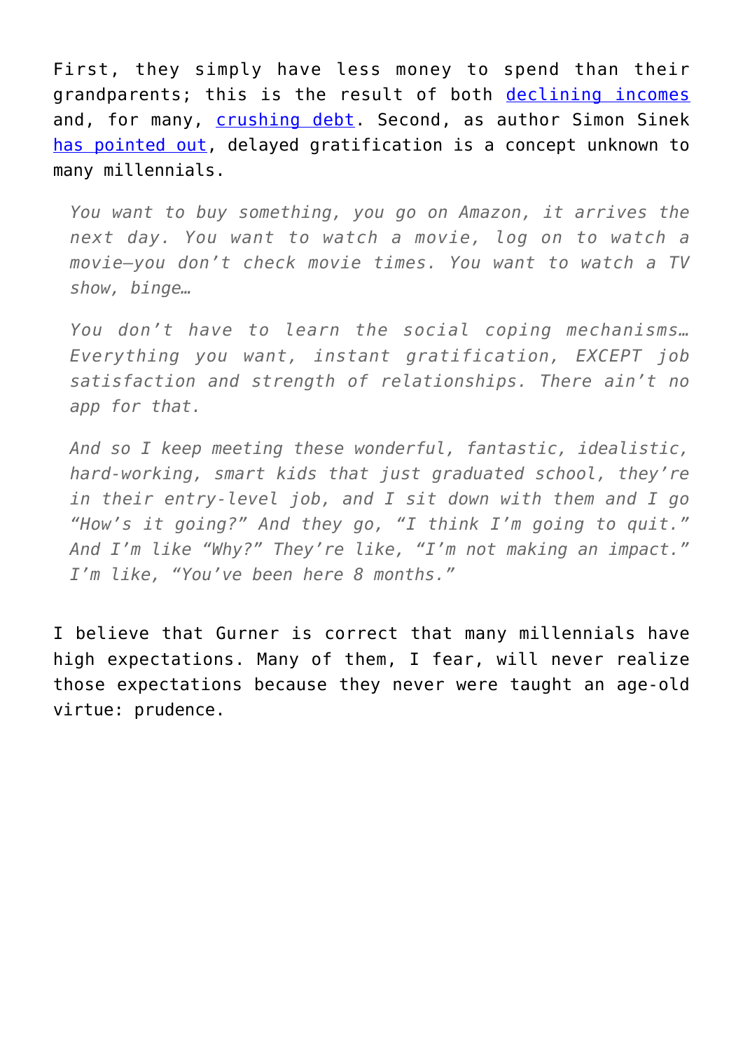First, they simply have less money to spend than their grandparents; this is the result of both [declining incomes] and, for many, [crushing debt]. Second, as author Simon Sinek [has pointed out], delayed gratification is a concept unknown to many millennials.

> *You want to buy something, you go on Amazon, it arrives the next day. You want to watch a movie, log on to watch a movie—you don't check movie times. You want to watch a TV show, binge…*
>
> *You don't have to learn the social coping mechanisms… Everything you want, instant gratification, EXCEPT job satisfaction and strength of relationships. There ain't no app for that.*
>
> *And so I keep meeting these wonderful, fantastic, idealistic, hard-working, smart kids that just graduated school, they're in their entry-level job, and I sit down with them and I go "How's it going?" And they go, "I think I'm going to quit." And I'm like "Why?" They're like, "I'm not making an impact." I'm like, "You've been here 8 months."*

I believe that Gurner is correct that many millennials have high expectations. Many of them, I fear, will never realize those expectations because they never were taught an age-old virtue: prudence.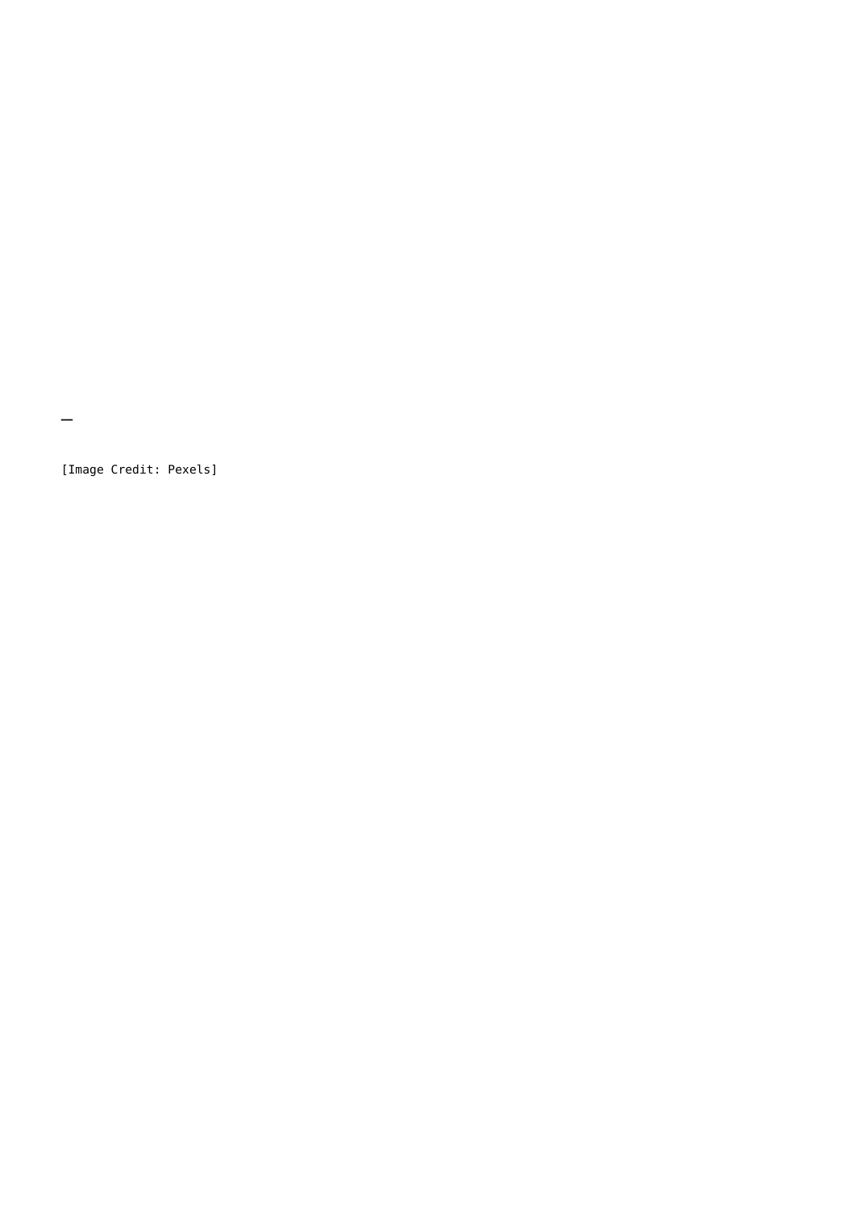—

[Image Credit: Pexels]